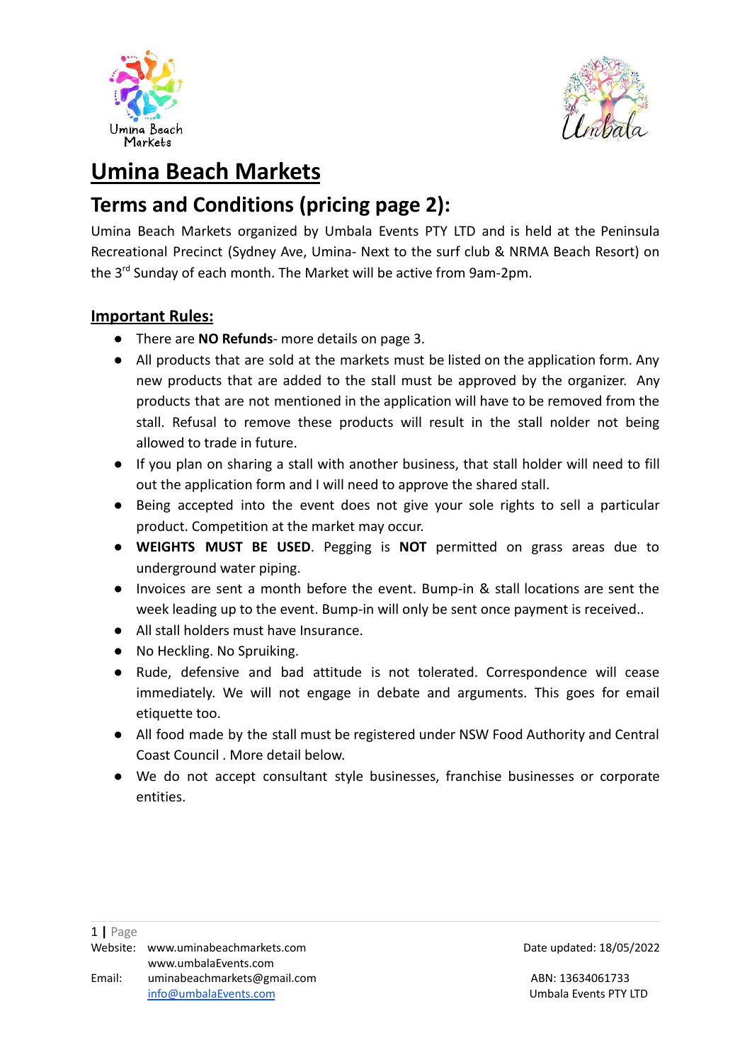# Umina Beach Markets

## Terms and Conditions (pricing page 2):

Umina Beach Markets organized by Umbala Events PTY LTD and is held at the Peninsula Recreational Precinct (Sydney Ave, Umina- Next to the surf club & NRMA Beach Resort) on the 3rd Sunday of each month. The Market will be active from 9am-2pm.

### Important Rules:

- There are **NO Refunds**- more details on page 3.
- All products that are sold at the markets must be listed on the application form. Any new products that are added to the stall must be approved by the organizer. Any products that are not mentioned in the application will have to be removed from the stall. Refusal to remove these products will result in the stall nolder not being allowed to trade in future.
- If you plan on sharing a stall with another business, that stall holder will need to fill out the application form and I will need to approve the shared stall.
- Being accepted into the event does not give your sole rights to sell a particular product. Competition at the market may occur.
- **WEIGHTS MUST BE USED**. Pegging is **NOT** permitted on grass areas due to underground water piping.
- Invoices are sent a month before the event. Bump-in & stall locations are sent the week leading up to the event. Bump-in will only be sent once payment is received..
- All stall holders must have Insurance.
- No Heckling. No Spruiking.
- Rude, defensive and bad attitude is not tolerated. Correspondence will cease immediately. We will not engage in debate and arguments. This goes for email etiquette too.
- All food made by the stall must be registered under NSW Food Authority and Central Coast Council . More detail below.
- We do not accept consultant style businesses, franchise businesses or corporate entities.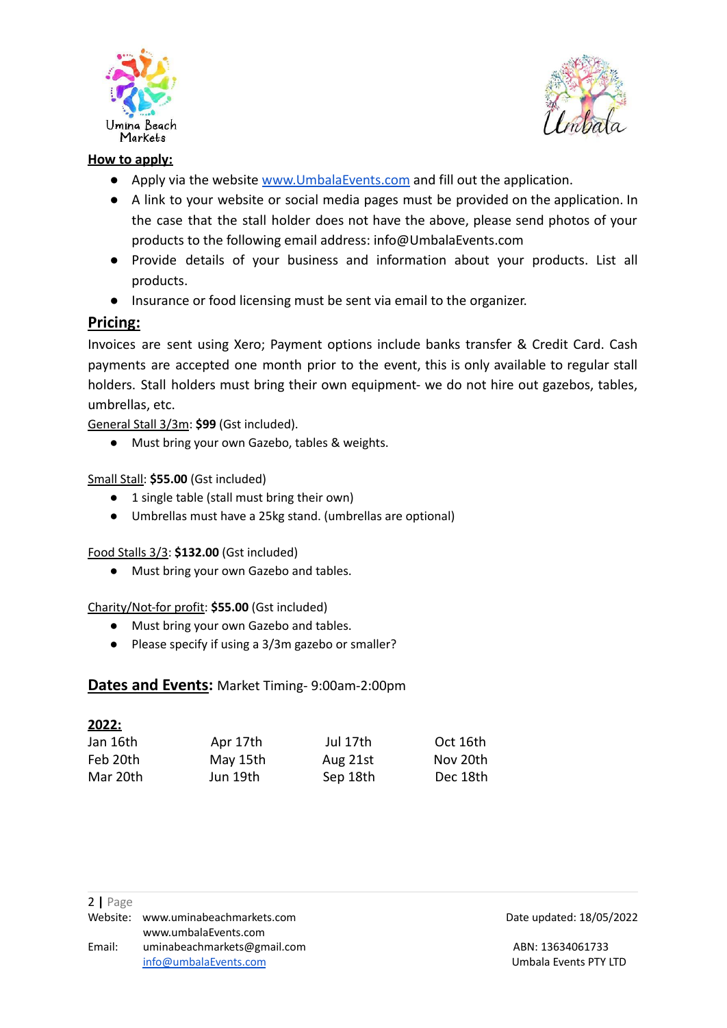## How to apply:

- Apply via the website [www.UmbalaEvents.com](www.UmbalaEvents.com) and fill out the application.
- A link to your website or social media pages must be provided on the application. In the case that the stall holder does not have the above, please send photos of your products to the following email address: info@UmbalaEvents.com
- Provide details of your business and information about your products. List all products.
- Insurance or food licensing must be sent via email to the organizer.

## Pricing:

Invoices are sent using Xero; Payment options include banks transfer & Credit Card. Cash payments are accepted one month prior to the event, this is only available to regular stall holders. Stall holders must bring their own equipment- we do not hire out gazebos, tables, umbrellas, etc.

General Stall 3/3m: **$99** (Gst included).

- Must bring your own Gazebo, tables & weights.

Small Stall: **$55.00** (Gst included)

- 1 single table (stall must bring their own)
- Umbrellas must have a 25kg stand. (umbrellas are optional)

Food Stalls 3/3: **$132.00** (Gst included)

- Must bring your own Gazebo and tables.

Charity/Not-for profit: **$55.00** (Gst included)

- Must bring your own Gazebo and tables.
- Please specify if using a 3/3m gazebo or smaller?

## Dates and Events: Market Timing- 9:00am-2:00pm

**2022:**

| | | | |
|---|---|---|---|
| Jan 16th | Apr 17th | Jul 17th | Oct 16th |
| Feb 20th | May 15th | Aug 21st | Nov 20th |
| Mar 20th | Jun 19th | Sep 18th | Dec 18th |

Website: www.uminabeachmarkets.com
www.umbalaEvents.com
Email: uminabeachmarkets@gmail.com
[info@umbalaEvents.com](mailto:info@umbalaEvents.com)

Date updated: 18/05/2022

ABN: 13634061733
Umbala Events PTY LTD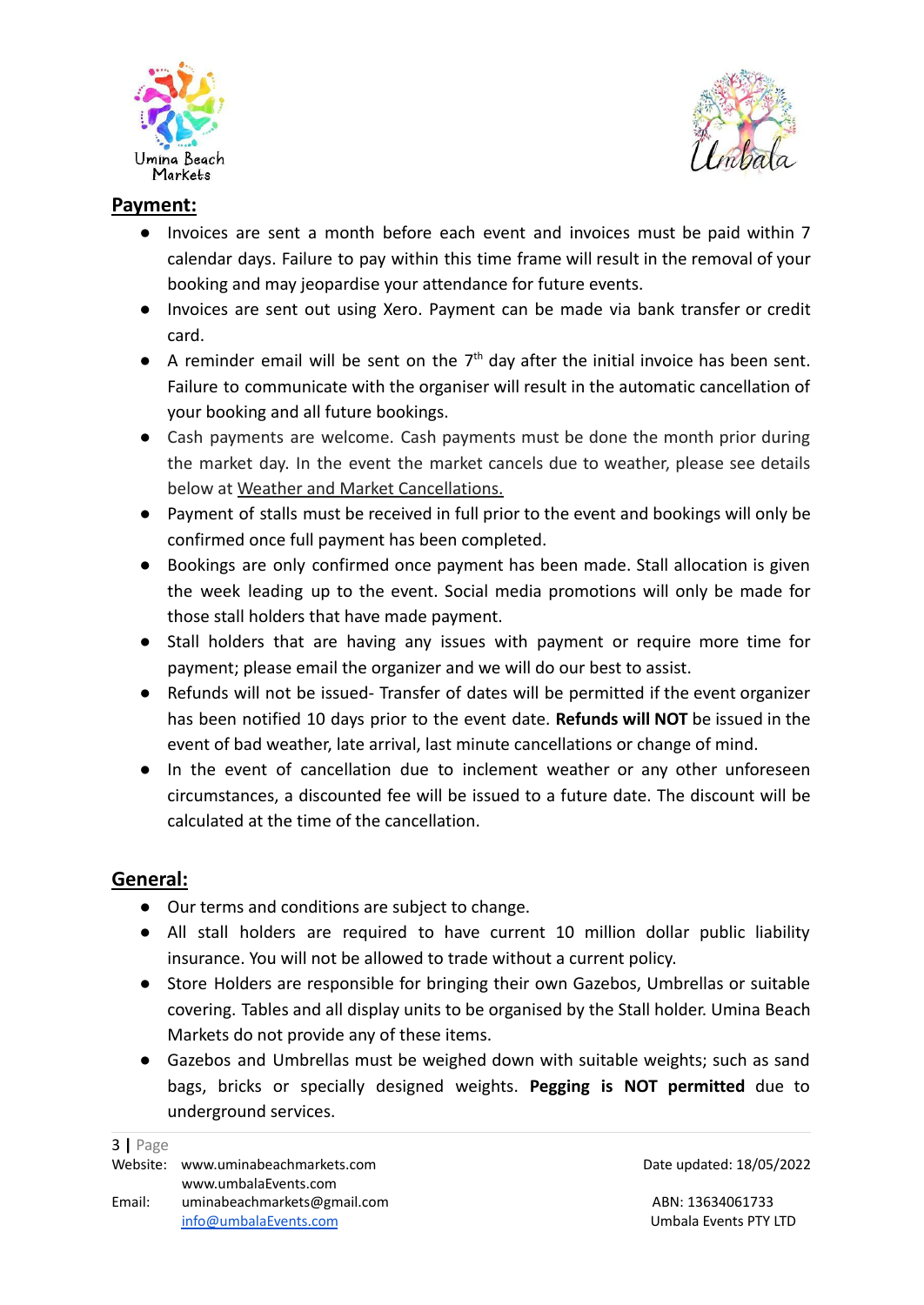## Payment:

- Invoices are sent a month before each event and invoices must be paid within 7 calendar days. Failure to pay within this time frame will result in the removal of your booking and may jeopardise your attendance for future events.
- Invoices are sent out using Xero. Payment can be made via bank transfer or credit card.
- A reminder email will be sent on the 7th day after the initial invoice has been sent. Failure to communicate with the organiser will result in the automatic cancellation of your booking and all future bookings.
- Cash payments are welcome. Cash payments must be done the month prior during the market day. In the event the market cancels due to weather, please see details below at Weather and Market Cancellations.
- Payment of stalls must be received in full prior to the event and bookings will only be confirmed once full payment has been completed.
- Bookings are only confirmed once payment has been made. Stall allocation is given the week leading up to the event. Social media promotions will only be made for those stall holders that have made payment.
- Stall holders that are having any issues with payment or require more time for payment; please email the organizer and we will do our best to assist.
- Refunds will not be issued- Transfer of dates will be permitted if the event organizer has been notified 10 days prior to the event date. **Refunds will NOT** be issued in the event of bad weather, late arrival, last minute cancellations or change of mind.
- In the event of cancellation due to inclement weather or any other unforeseen circumstances, a discounted fee will be issued to a future date. The discount will be calculated at the time of the cancellation.

## General:

- Our terms and conditions are subject to change.
- All stall holders are required to have current 10 million dollar public liability insurance. You will not be allowed to trade without a current policy.
- Store Holders are responsible for bringing their own Gazebos, Umbrellas or suitable covering. Tables and all display units to be organised by the Stall holder. Umina Beach Markets do not provide any of these items.
- Gazebos and Umbrellas must be weighed down with suitable weights; such as sand bags, bricks or specially designed weights. **Pegging is NOT permitted** due to underground services.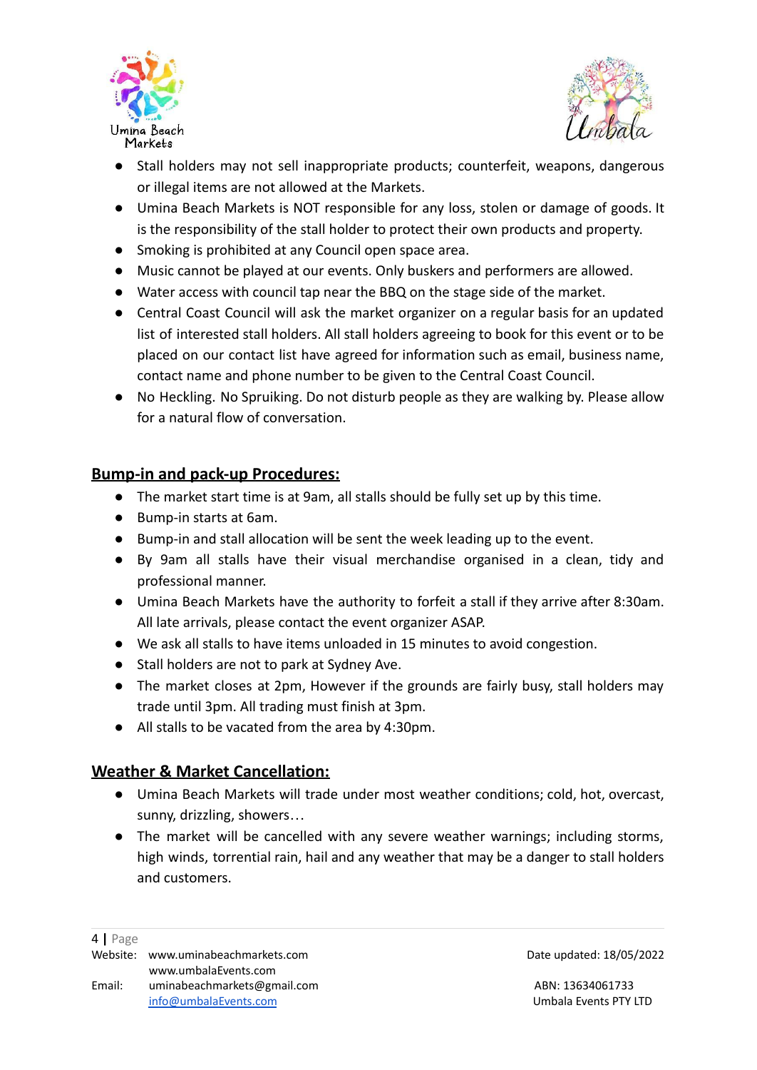- Stall holders may not sell inappropriate products; counterfeit, weapons, dangerous or illegal items are not allowed at the Markets.
- Umina Beach Markets is NOT responsible for any loss, stolen or damage of goods. It is the responsibility of the stall holder to protect their own products and property.
- Smoking is prohibited at any Council open space area.
- Music cannot be played at our events. Only buskers and performers are allowed.
- Water access with council tap near the BBQ on the stage side of the market.
- Central Coast Council will ask the market organizer on a regular basis for an updated list of interested stall holders. All stall holders agreeing to book for this event or to be placed on our contact list have agreed for information such as email, business name, contact name and phone number to be given to the Central Coast Council.
- No Heckling. No Spruiking. Do not disturb people as they are walking by. Please allow for a natural flow of conversation.

## Bump-in and pack-up Procedures:

- The market start time is at 9am, all stalls should be fully set up by this time.
- Bump-in starts at 6am.
- Bump-in and stall allocation will be sent the week leading up to the event.
- By 9am all stalls have their visual merchandise organised in a clean, tidy and professional manner.
- Umina Beach Markets have the authority to forfeit a stall if they arrive after 8:30am. All late arrivals, please contact the event organizer ASAP.
- We ask all stalls to have items unloaded in 15 minutes to avoid congestion.
- Stall holders are not to park at Sydney Ave.
- The market closes at 2pm, However if the grounds are fairly busy, stall holders may trade until 3pm. All trading must finish at 3pm.
- All stalls to be vacated from the area by 4:30pm.

## Weather & Market Cancellation:

- Umina Beach Markets will trade under most weather conditions; cold, hot, overcast, sunny, drizzling, showers…
- The market will be cancelled with any severe weather warnings; including storms, high winds, torrential rain, hail and any weather that may be a danger to stall holders and customers.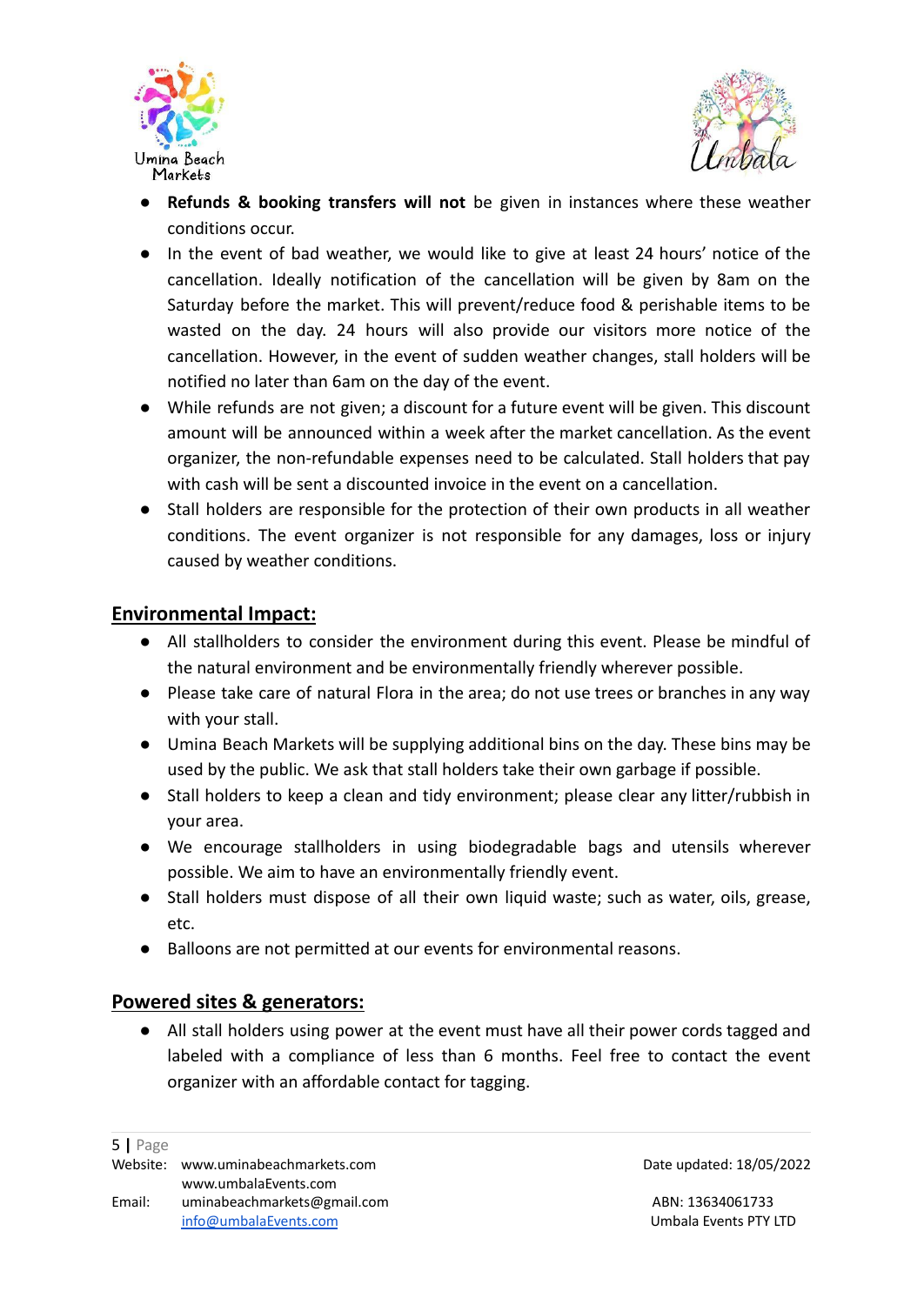- **Refunds & booking transfers will not** be given in instances where these weather conditions occur.
- In the event of bad weather, we would like to give at least 24 hours' notice of the cancellation. Ideally notification of the cancellation will be given by 8am on the Saturday before the market. This will prevent/reduce food & perishable items to be wasted on the day. 24 hours will also provide our visitors more notice of the cancellation. However, in the event of sudden weather changes, stall holders will be notified no later than 6am on the day of the event.
- While refunds are not given; a discount for a future event will be given. This discount amount will be announced within a week after the market cancellation. As the event organizer, the non-refundable expenses need to be calculated. Stall holders that pay with cash will be sent a discounted invoice in the event on a cancellation.
- Stall holders are responsible for the protection of their own products in all weather conditions. The event organizer is not responsible for any damages, loss or injury caused by weather conditions.

## Environmental Impact:

- All stallholders to consider the environment during this event. Please be mindful of the natural environment and be environmentally friendly wherever possible.
- Please take care of natural Flora in the area; do not use trees or branches in any way with your stall.
- Umina Beach Markets will be supplying additional bins on the day. These bins may be used by the public. We ask that stall holders take their own garbage if possible.
- Stall holders to keep a clean and tidy environment; please clear any litter/rubbish in your area.
- We encourage stallholders in using biodegradable bags and utensils wherever possible. We aim to have an environmentally friendly event.
- Stall holders must dispose of all their own liquid waste; such as water, oils, grease, etc.
- Balloons are not permitted at our events for environmental reasons.

## Powered sites & generators:

- All stall holders using power at the event must have all their power cords tagged and labeled with a compliance of less than 6 months. Feel free to contact the event organizer with an affordable contact for tagging.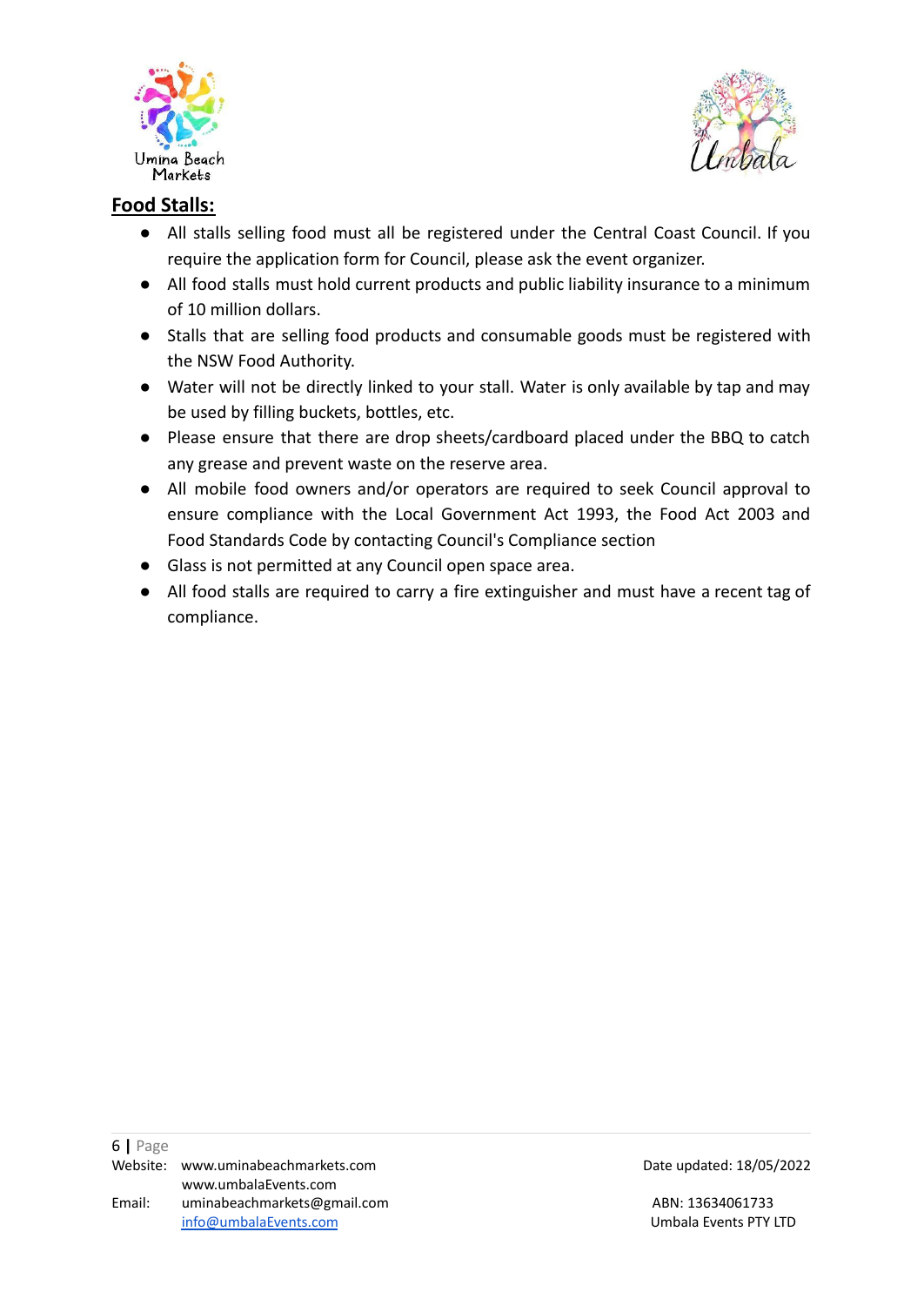## Food Stalls:

- All stalls selling food must all be registered under the Central Coast Council. If you require the application form for Council, please ask the event organizer.
- All food stalls must hold current products and public liability insurance to a minimum of 10 million dollars.
- Stalls that are selling food products and consumable goods must be registered with the NSW Food Authority.
- Water will not be directly linked to your stall. Water is only available by tap and may be used by filling buckets, bottles, etc.
- Please ensure that there are drop sheets/cardboard placed under the BBQ to catch any grease and prevent waste on the reserve area.
- All mobile food owners and/or operators are required to seek Council approval to ensure compliance with the Local Government Act 1993, the Food Act 2003 and Food Standards Code by contacting Council's Compliance section
- Glass is not permitted at any Council open space area.
- All food stalls are required to carry a fire extinguisher and must have a recent tag of compliance.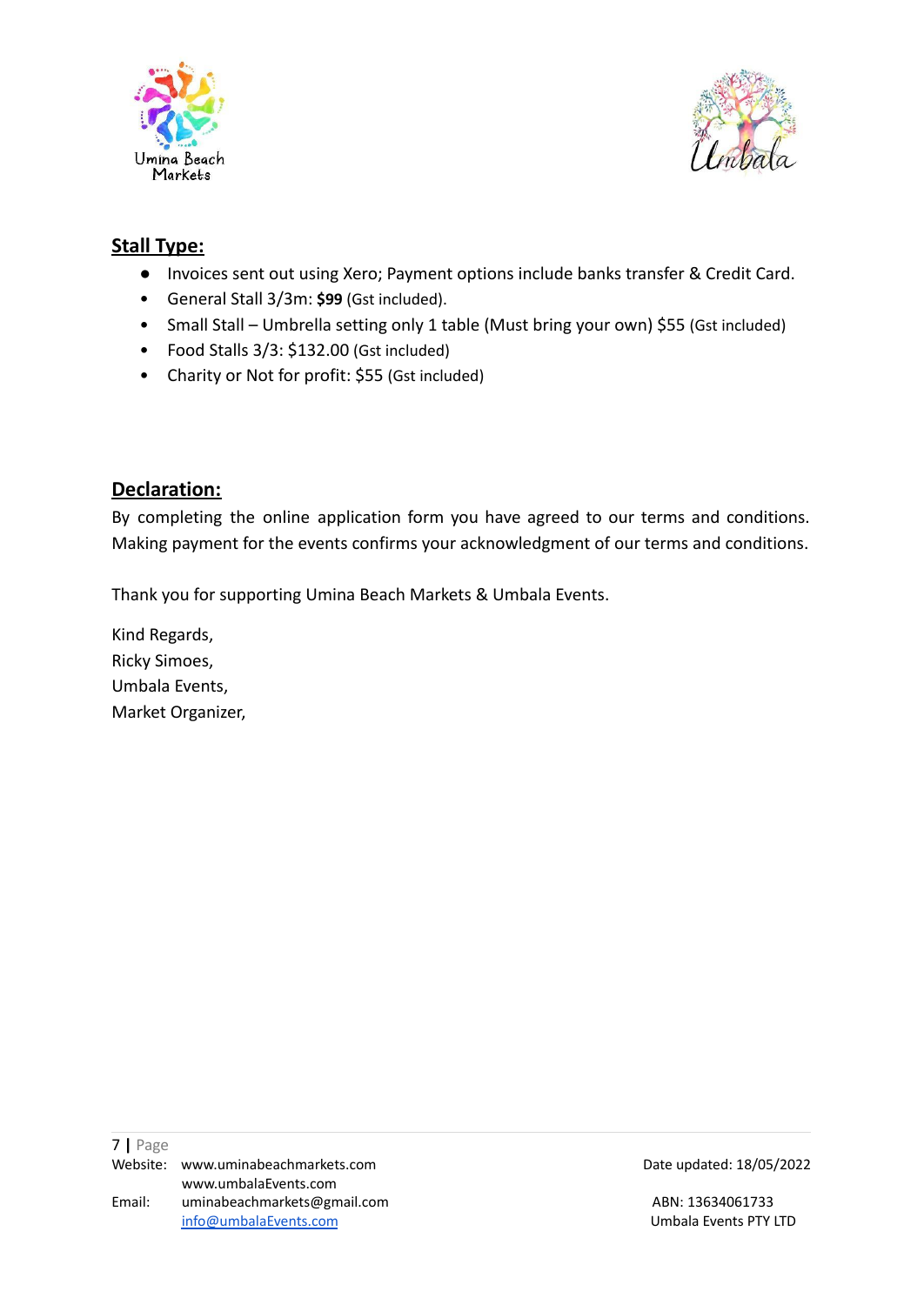## Stall Type:

- Invoices sent out using Xero; Payment options include banks transfer & Credit Card.
- General Stall 3/3m: **$99** (Gst included).
- Small Stall – Umbrella setting only 1 table (Must bring your own) $55 (Gst included)
- Food Stalls 3/3: $132.00 (Gst included)
- Charity or Not for profit: $55 (Gst included)

## Declaration:

By completing the online application form you have agreed to our terms and conditions. Making payment for the events confirms your acknowledgment of our terms and conditions.

Thank you for supporting Umina Beach Markets & Umbala Events.

Kind Regards,
Ricky Simoes,
Umbala Events,
Market Organizer,

Website: www.uminabeachmarkets.com
www.umbalaEvents.com
Email: uminabeachmarkets@gmail.com
info@umbalaEvents.com

Date updated: 18/05/2022

ABN: 13634061733
Umbala Events PTY LTD